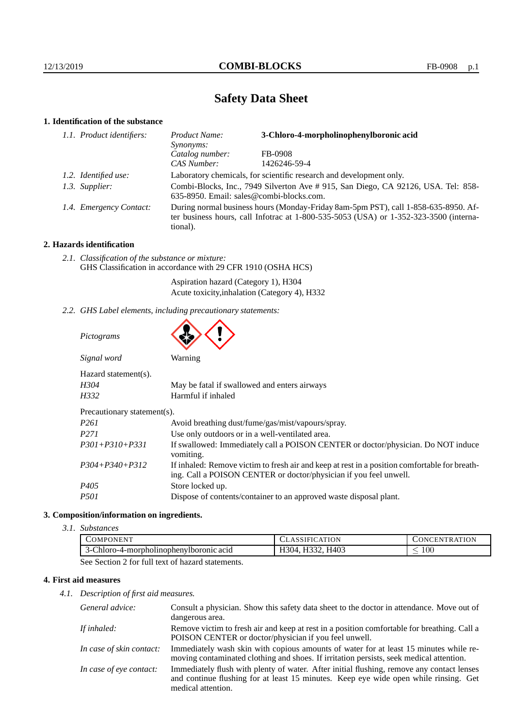# Safety Data Sheet

## 1. Identification of the substance

*1.1. Product identifiers:*

| | |
|---|---|
| *Product Name:* | **3-Chloro-4-morpholinophenylboronic acid** |
| *Synonyms:* | |
| *Catalog number:* | FB-0908 |
| *CAS Number:* | 1426246-59-4 |

*1.2. Identified use:* Laboratory chemicals, for scientific research and development only.

*1.3. Supplier:* Combi-Blocks, Inc., 7949 Silverton Ave # 915, San Diego, CA 92126, USA. Tel: 858-635-8950. Email: sales@combi-blocks.com.

*1.4. Emergency Contact:* During normal business hours (Monday-Friday 8am-5pm PST), call 1-858-635-8950. After business hours, call Infotrac at 1-800-535-5053 (USA) or 1-352-323-3500 (international).

## 2. Hazards identification

*2.1. Classification of the substance or mixture:*
GHS Classification in accordance with 29 CFR 1910 (OSHA HCS)

Aspiration hazard (Category 1), H304
Acute toxicity,inhalation (Category 4), H332

*2.2. GHS Label elements, including precautionary statements:*

*Pictograms*

*Signal word* Warning

Hazard statement(s).

| | |
|---|---|
| *H304* | May be fatal if swallowed and enters airways |
| *H332* | Harmful if inhaled |

Precautionary statement(s).

| | |
|---|---|
| *P261* | Avoid breathing dust/fume/gas/mist/vapours/spray. |
| *P271* | Use only outdoors or in a well-ventilated area. |
| *P301+P310+P331* | If swallowed: Immediately call a POISON CENTER or doctor/physician. Do NOT induce vomiting. |
| *P304+P340+P312* | If inhaled: Remove victim to fresh air and keep at rest in a position comfortable for breathing. Call a POISON CENTER or doctor/physician if you feel unwell. |
| *P405* | Store locked up. |
| *P501* | Dispose of contents/container to an approved waste disposal plant. |

## 3. Composition/information on ingredients.

*3.1. Substances*

| COMPONENT | CLASSIFICATION | CONCENTRATION |
|---|---|---|
| 3-Chloro-4-morpholinophenylboronic acid | H304, H332, H403 | $\leq 100$ |

See Section 2 for full text of hazard statements.

## 4. First aid measures

*4.1. Description of first aid measures.*

| | |
|---|---|
| *General advice:* | Consult a physician. Show this safety data sheet to the doctor in attendance. Move out of dangerous area. |
| *If inhaled:* | Remove victim to fresh air and keep at rest in a position comfortable for breathing. Call a POISON CENTER or doctor/physician if you feel unwell. |
| *In case of skin contact:* | Immediately wash skin with copious amounts of water for at least 15 minutes while removing contaminated clothing and shoes. If irritation persists, seek medical attention. |
| *In case of eye contact:* | Immediately flush with plenty of water. After initial flushing, remove any contact lenses and continue flushing for at least 15 minutes. Keep eye wide open while rinsing. Get medical attention. |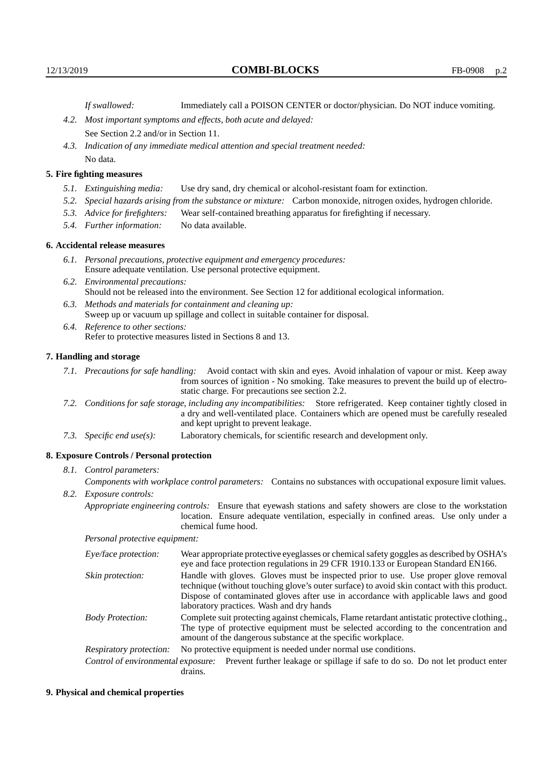*If swallowed:* Immediately call a POISON CENTER or doctor/physician. Do NOT induce vomiting.

*4.2. Most important symptoms and effects, both acute and delayed:*
See Section 2.2 and/or in Section 11.

*4.3. Indication of any immediate medical attention and special treatment needed:*
No data.

## 5. Fire fighting measures

*5.1. Extinguishing media:* Use dry sand, dry chemical or alcohol-resistant foam for extinction.

*5.2. Special hazards arising from the substance or mixture:* Carbon monoxide, nitrogen oxides, hydrogen chloride.

*5.3. Advice for firefighters:* Wear self-contained breathing apparatus for firefighting if necessary.

*5.4. Further information:* No data available.

## 6. Accidental release measures

*6.1. Personal precautions, protective equipment and emergency procedures:*
Ensure adequate ventilation. Use personal protective equipment.

*6.2. Environmental precautions:*
Should not be released into the environment. See Section 12 for additional ecological information.

*6.3. Methods and materials for containment and cleaning up:*
Sweep up or vacuum up spillage and collect in suitable container for disposal.

*6.4. Reference to other sections:*
Refer to protective measures listed in Sections 8 and 13.

## 7. Handling and storage

*7.1. Precautions for safe handling:* Avoid contact with skin and eyes. Avoid inhalation of vapour or mist. Keep away from sources of ignition - No smoking. Take measures to prevent the build up of electrostatic charge. For precautions see section 2.2.

*7.2. Conditions for safe storage, including any incompatibilities:* Store refrigerated. Keep container tightly closed in a dry and well-ventilated place. Containers which are opened must be carefully resealed and kept upright to prevent leakage.

*7.3. Specific end use(s):* Laboratory chemicals, for scientific research and development only.

## 8. Exposure Controls / Personal protection

*8.1. Control parameters:*

*Components with workplace control parameters:* Contains no substances with occupational exposure limit values.

*8.2. Exposure controls:*

*Appropriate engineering controls:* Ensure that eyewash stations and safety showers are close to the workstation location. Ensure adequate ventilation, especially in confined areas. Use only under a chemical fume hood.

*Personal protective equipment:*

*Eye/face protection:* Wear appropriate protective eyeglasses or chemical safety goggles as described by OSHA's eye and face protection regulations in 29 CFR 1910.133 or European Standard EN166.

*Skin protection:* Handle with gloves. Gloves must be inspected prior to use. Use proper glove removal technique (without touching glove's outer surface) to avoid skin contact with this product. Dispose of contaminated gloves after use in accordance with applicable laws and good laboratory practices. Wash and dry hands

*Body Protection:* Complete suit protecting against chemicals, Flame retardant antistatic protective clothing., The type of protective equipment must be selected according to the concentration and amount of the dangerous substance at the specific workplace.

*Respiratory protection:* No protective equipment is needed under normal use conditions.

*Control of environmental exposure:* Prevent further leakage or spillage if safe to do so. Do not let product enter drains.

## 9. Physical and chemical properties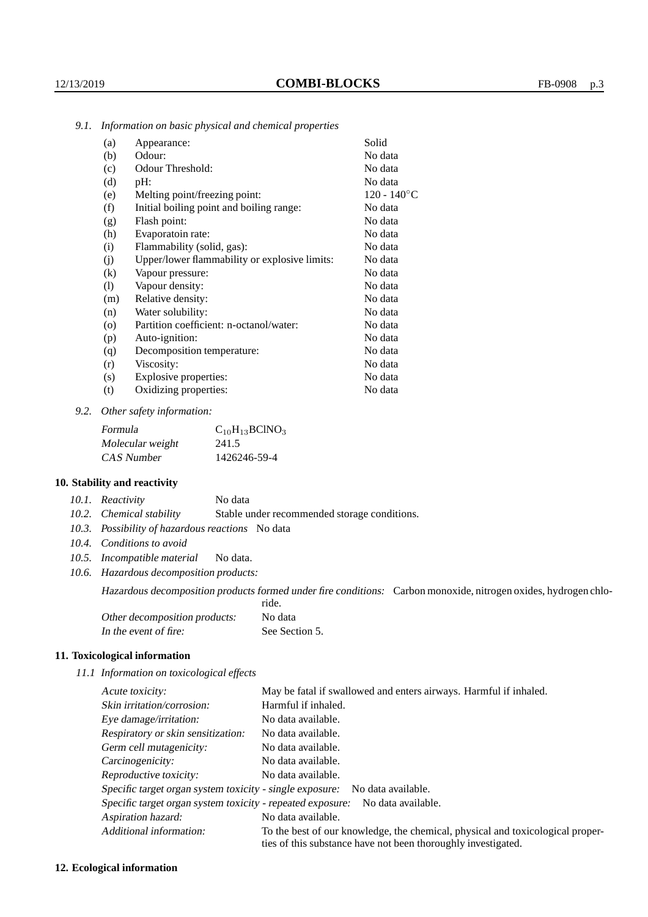*9.1. Information on basic physical and chemical properties*

| | | |
|---|---|---|
| (a) | Appearance: | Solid |
| (b) | Odour: | No data |
| (c) | Odour Threshold: | No data |
| (d) | pH: | No data |
| (e) | Melting point/freezing point: | 120 - 140°C |
| (f) | Initial boiling point and boiling range: | No data |
| (g) | Flash point: | No data |
| (h) | Evaporatoin rate: | No data |
| (i) | Flammability (solid, gas): | No data |
| (j) | Upper/lower flammability or explosive limits: | No data |
| (k) | Vapour pressure: | No data |
| (l) | Vapour density: | No data |
| (m) | Relative density: | No data |
| (n) | Water solubility: | No data |
| (o) | Partition coefficient: n-octanol/water: | No data |
| (p) | Auto-ignition: | No data |
| (q) | Decomposition temperature: | No data |
| (r) | Viscosity: | No data |
| (s) | Explosive properties: | No data |
| (t) | Oxidizing properties: | No data |

*9.2. Other safety information:*

| | |
|---|---|
| *Formula* | $C_{10}H_{13}BClNO_3$ |
| *Molecular weight* | 241.5 |
| *CAS Number* | 1426246-59-4 |

## 10. Stability and reactivity

*10.1. Reactivity* No data

*10.2. Chemical stability* Stable under recommended storage conditions.

*10.3. Possibility of hazardous reactions* No data

*10.4. Conditions to avoid*

*10.5. Incompatible material* No data.

*10.6. Hazardous decomposition products:*

*Hazardous decomposition products formed under fire conditions:* Carbon monoxide, nitrogen oxides, hydrogen chloride.

*Other decomposition products:* No data

*In the event of fire:* See Section 5.

## 11. Toxicological information

*11.1 Information on toxicological effects*

| | |
|---|---|
| *Acute toxicity:* | May be fatal if swallowed and enters airways. Harmful if inhaled. |
| *Skin irritation/corrosion:* | Harmful if inhaled. |
| *Eye damage/irritation:* | No data available. |
| *Respiratory or skin sensitization:* | No data available. |
| *Germ cell mutagenicity:* | No data available. |
| *Carcinogenicity:* | No data available. |
| *Reproductive toxicity:* | No data available. |
| *Specific target organ system toxicity - single exposure:* | No data available. |
| *Specific target organ system toxicity - repeated exposure:* | No data available. |
| *Aspiration hazard:* | No data available. |
| *Additional information:* | To the best of our knowledge, the chemical, physical and toxicological properties of this substance have not been thoroughly investigated. |

## 12. Ecological information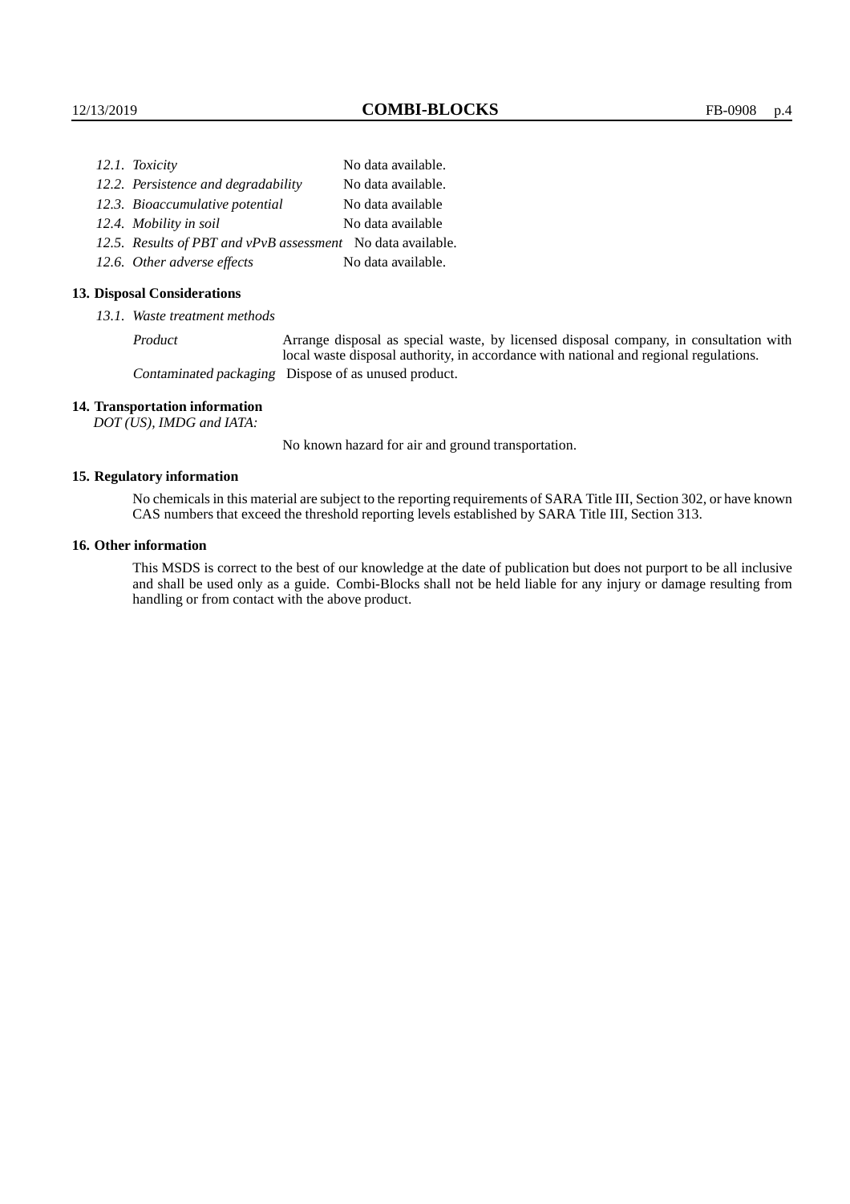| | |
|---|---|
| *12.1. Toxicity* | No data available. |
| *12.2. Persistence and degradability* | No data available. |
| *12.3. Bioaccumulative potential* | No data available |
| *12.4. Mobility in soil* | No data available |
| *12.5. Results of PBT and vPvB assessment* | No data available. |
| *12.6. Other adverse effects* | No data available. |

## 13. Disposal Considerations

*13.1. Waste treatment methods*

| | |
|---|---|
| *Product* | Arrange disposal as special waste, by licensed disposal company, in consultation with local waste disposal authority, in accordance with national and regional regulations. |
| *Contaminated packaging* | Dispose of as unused product. |

## 14. Transportation information

*DOT (US), IMDG and IATA:*

No known hazard for air and ground transportation.

## 15. Regulatory information

No chemicals in this material are subject to the reporting requirements of SARA Title III, Section 302, or have known CAS numbers that exceed the threshold reporting levels established by SARA Title III, Section 313.

## 16. Other information

This MSDS is correct to the best of our knowledge at the date of publication but does not purport to be all inclusive and shall be used only as a guide. Combi-Blocks shall not be held liable for any injury or damage resulting from handling or from contact with the above product.